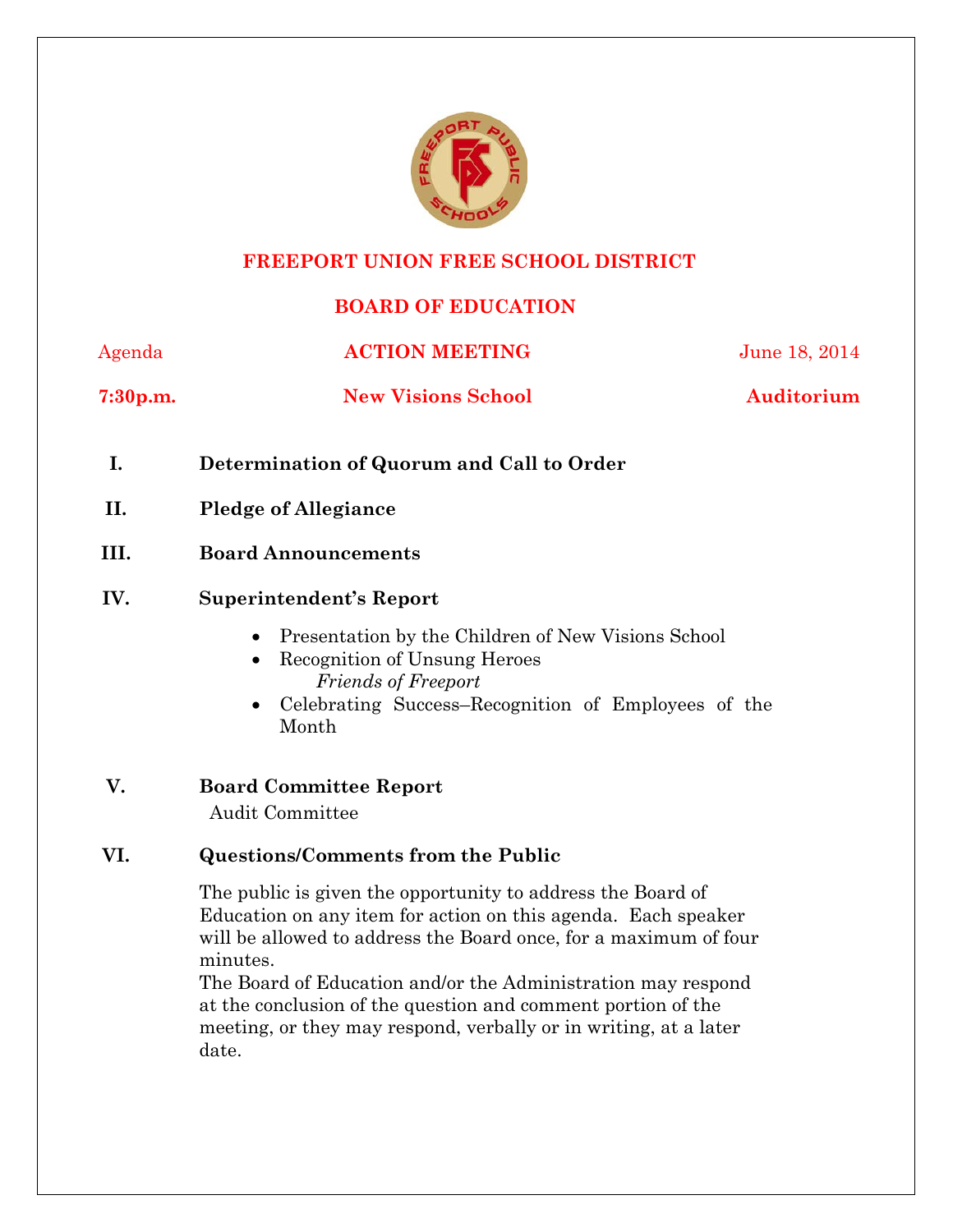# FREEPORT UNION FREE SCHOOL DISTRICT

## BOARD OF EDUCATION

Agenda **ACTION MEETING** June 18, 2014

**7:30p.m.** **New Visions School** **Auditorium**

**I. Determination of Quorum and Call to Order**

**II. Pledge of Allegiance**

**III. Board Announcements**

**IV. Superintendent's Report**

- Presentation by the Children of New Visions School
- Recognition of Unsung Heroes
  *Friends of Freeport*
- Celebrating Success–Recognition of Employees of the Month

**V. Board Committee Report**

Audit Committee

**VI. Questions/Comments from the Public**

The public is given the opportunity to address the Board of Education on any item for action on this agenda. Each speaker will be allowed to address the Board once, for a maximum of four minutes.

The Board of Education and/or the Administration may respond at the conclusion of the question and comment portion of the meeting, or they may respond, verbally or in writing, at a later date.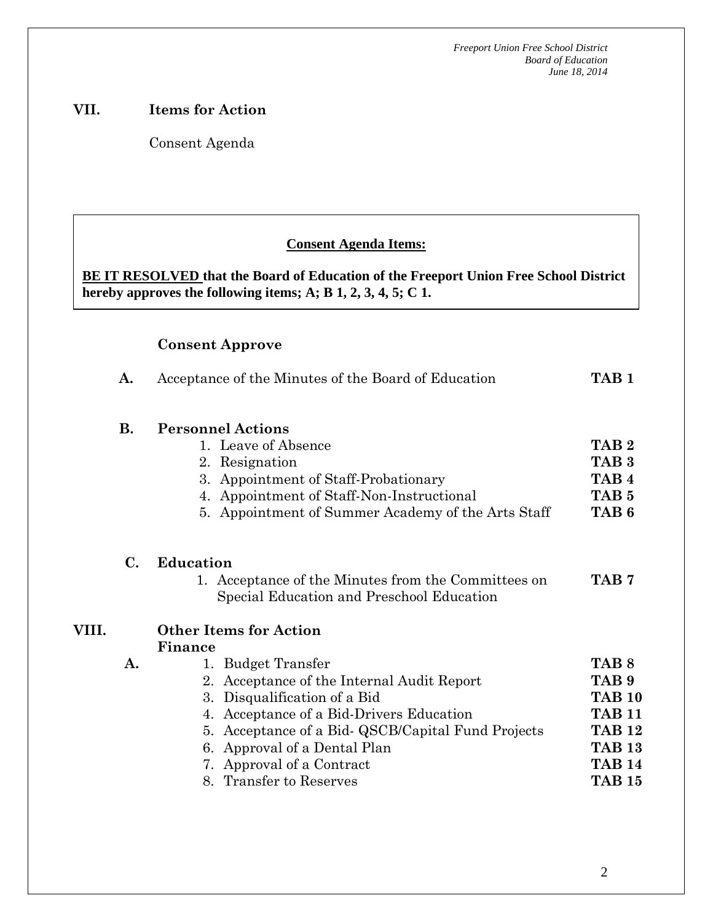## VII. Items for Action

Consent Agenda

**Consent Agenda Items:**

**BE IT RESOLVED that the Board of Education of the Freeport Union Free School District hereby approves the following items; A; B 1, 2, 3, 4, 5; C 1.**

**Consent Approve**

**A.** Acceptance of the Minutes of the Board of Education **TAB 1**

**B. Personnel Actions**

1. Leave of Absence **TAB 2**
2. Resignation **TAB 3**
3. Appointment of Staff-Probationary **TAB 4**
4. Appointment of Staff-Non-Instructional **TAB 5**
5. Appointment of Summer Academy of the Arts Staff **TAB 6**

**C. Education**

1. Acceptance of the Minutes from the Committees on Special Education and Preschool Education **TAB 7**

## VIII. Other Items for Action

**Finance**

**A.**

1. Budget Transfer **TAB 8**
2. Acceptance of the Internal Audit Report **TAB 9**
3. Disqualification of a Bid **TAB 10**
4. Acceptance of a Bid-Drivers Education **TAB 11**
5. Acceptance of a Bid- QSCB/Capital Fund Projects **TAB 12**
6. Approval of a Dental Plan **TAB 13**
7. Approval of a Contract **TAB 14**
8. Transfer to Reserves **TAB 15**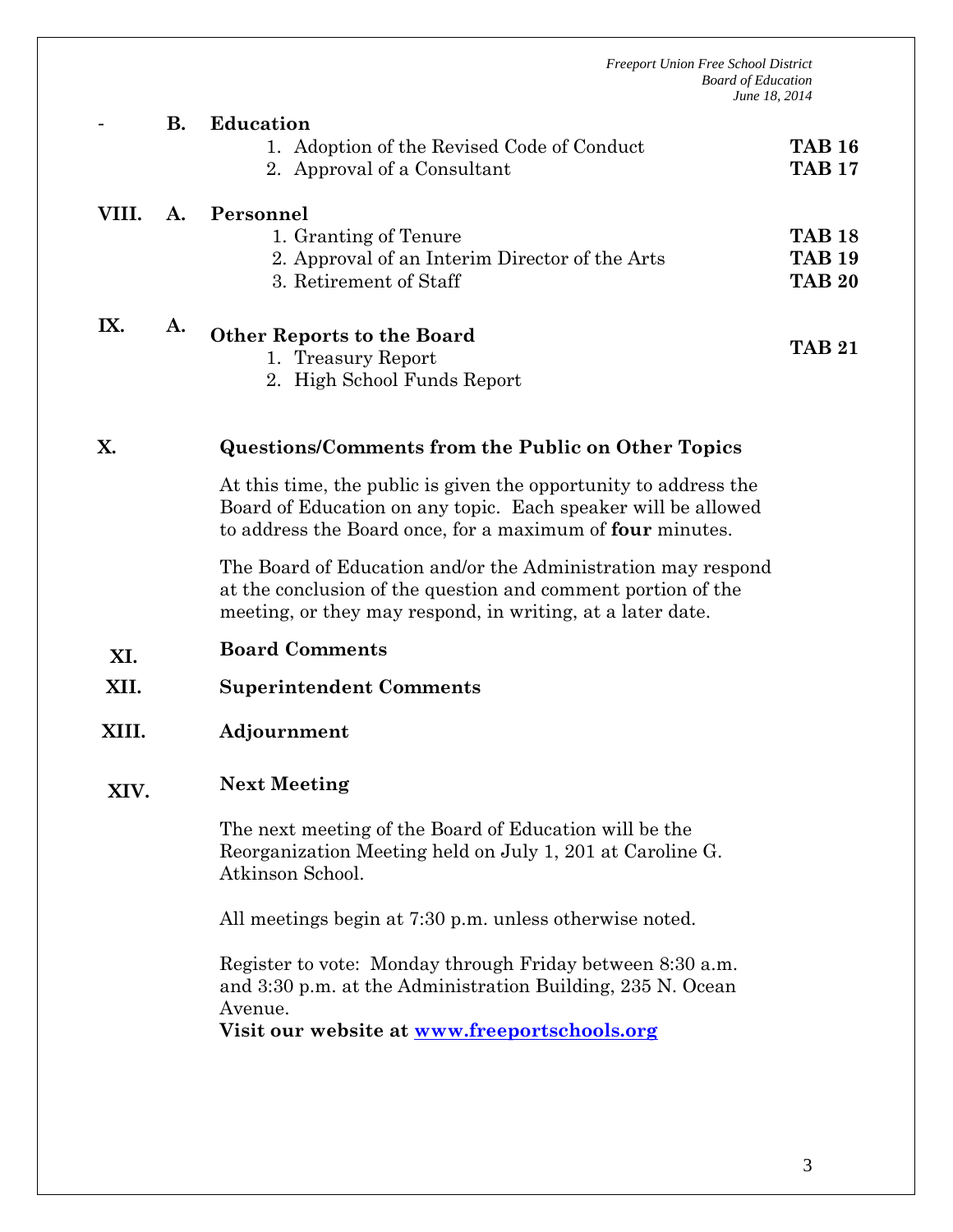- **B. Education**
  1. Adoption of the Revised Code of Conduct — **TAB 16**
  2. Approval of a Consultant — **TAB 17**

**VIII. A. Personnel**
1. Granting of Tenure — **TAB 18**
2. Approval of an Interim Director of the Arts — **TAB 19**
3. Retirement of Staff — **TAB 20**

**IX. A. Other Reports to the Board** — **TAB 21**
1. Treasury Report
2. High School Funds Report

**X. Questions/Comments from the Public on Other Topics**

At this time, the public is given the opportunity to address the Board of Education on any topic. Each speaker will be allowed to address the Board once, for a maximum of **four** minutes.

The Board of Education and/or the Administration may respond at the conclusion of the question and comment portion of the meeting, or they may respond, in writing, at a later date.

**XI. Board Comments**

**XII. Superintendent Comments**

**XIII. Adjournment**

**XIV. Next Meeting**

The next meeting of the Board of Education will be the Reorganization Meeting held on July 1, 201 at Caroline G. Atkinson School.

All meetings begin at 7:30 p.m. unless otherwise noted.

Register to vote: Monday through Friday between 8:30 a.m. and 3:30 p.m. at the Administration Building, 235 N. Ocean Avenue.

**Visit our website at [www.freeportschools.org](http://www.freeportschools.org)**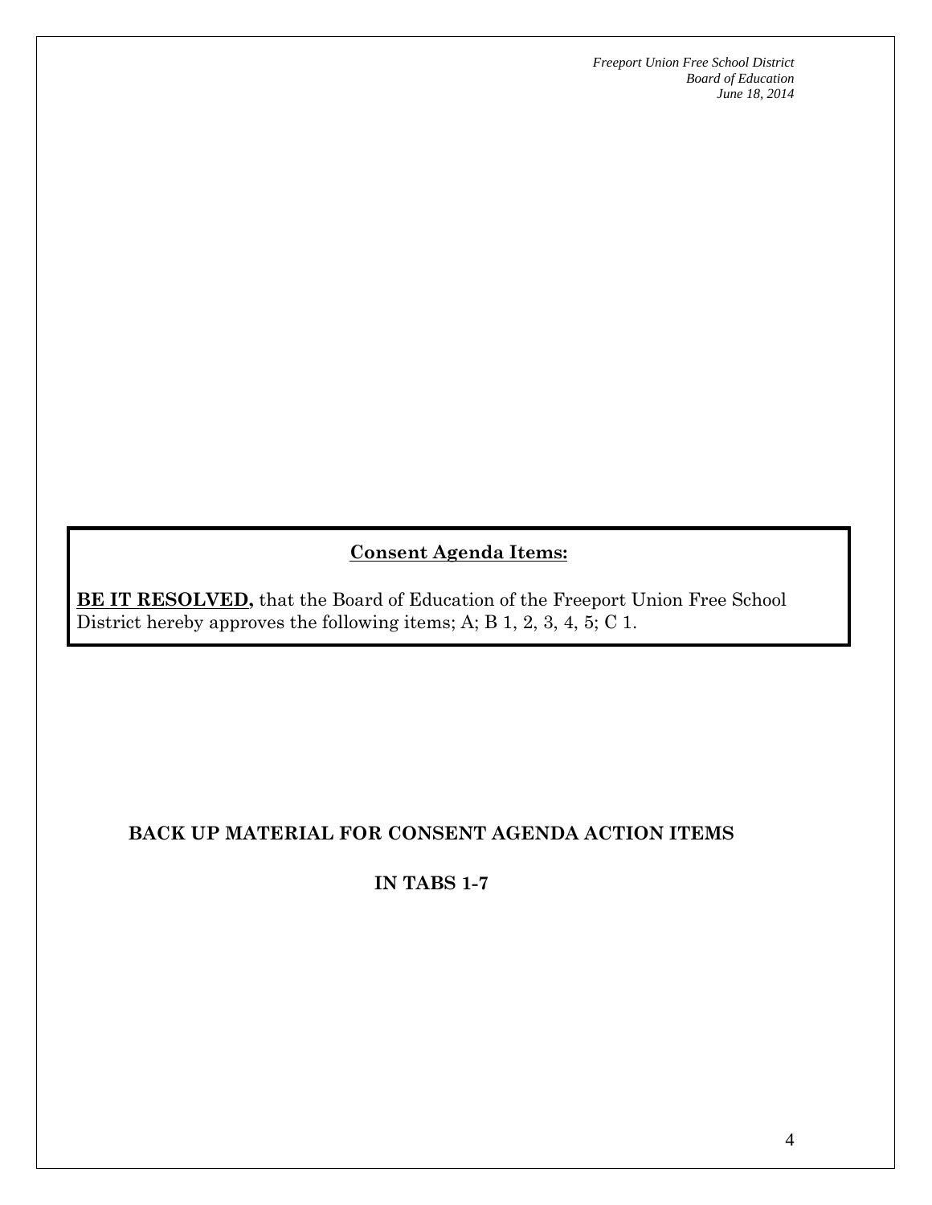**Consent Agenda Items:**

**BE IT RESOLVED,** that the Board of Education of the Freeport Union Free School District hereby approves the following items; A; B 1, 2, 3, 4, 5; C 1.

**BACK UP MATERIAL FOR CONSENT AGENDA ACTION ITEMS**

**IN TABS 1-7**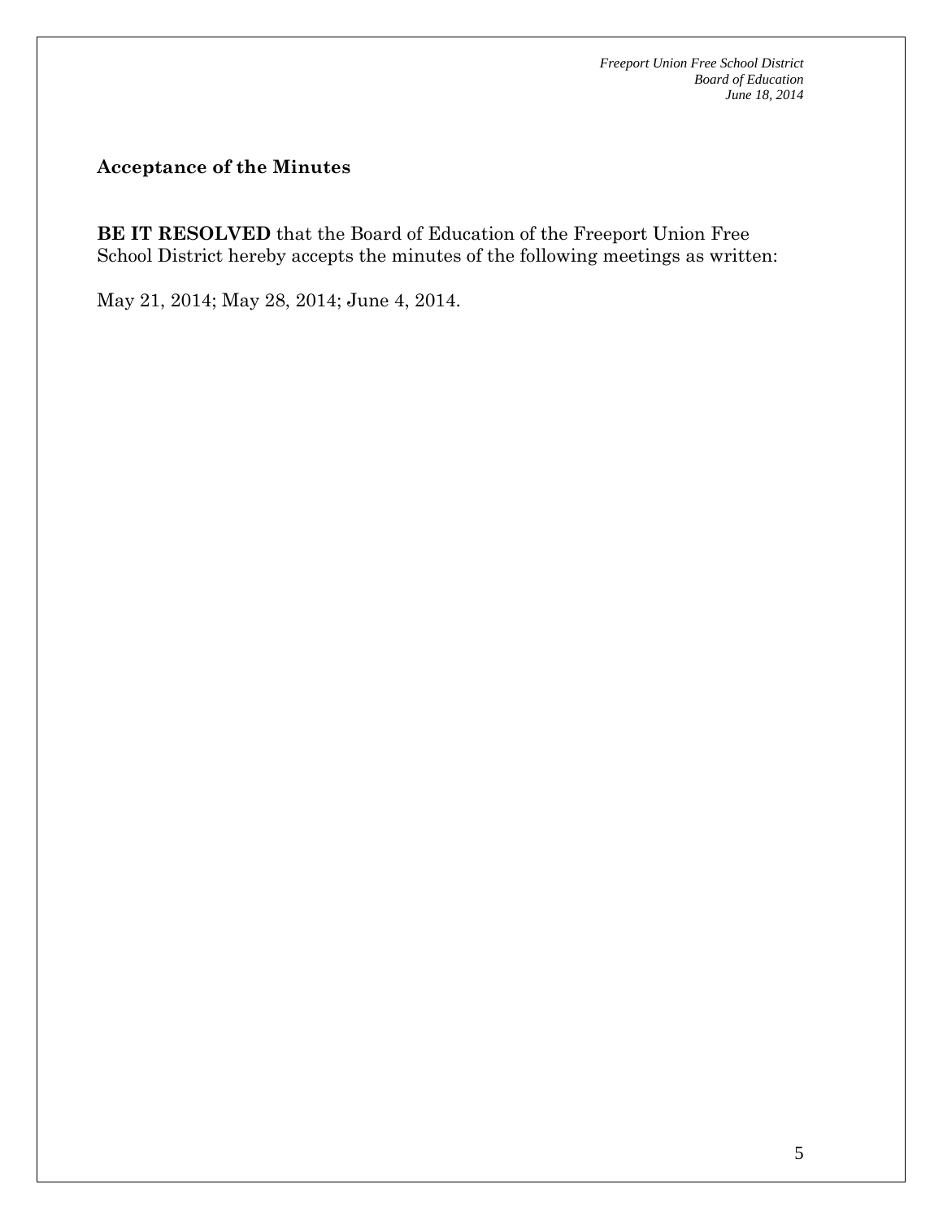## Acceptance of the Minutes

**BE IT RESOLVED** that the Board of Education of the Freeport Union Free School District hereby accepts the minutes of the following meetings as written:

May 21, 2014; May 28, 2014; June 4, 2014.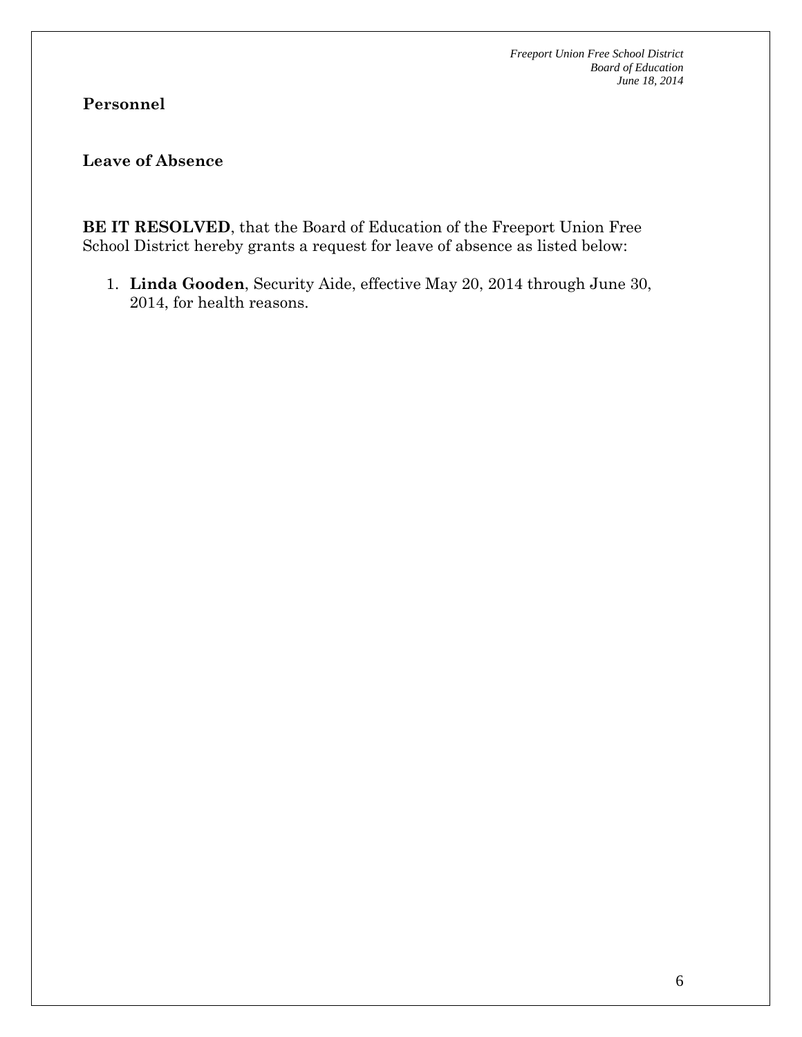**Personnel**

**Leave of Absence**

**BE IT RESOLVED**, that the Board of Education of the Freeport Union Free School District hereby grants a request for leave of absence as listed below:

1. **Linda Gooden**, Security Aide, effective May 20, 2014 through June 30, 2014, for health reasons.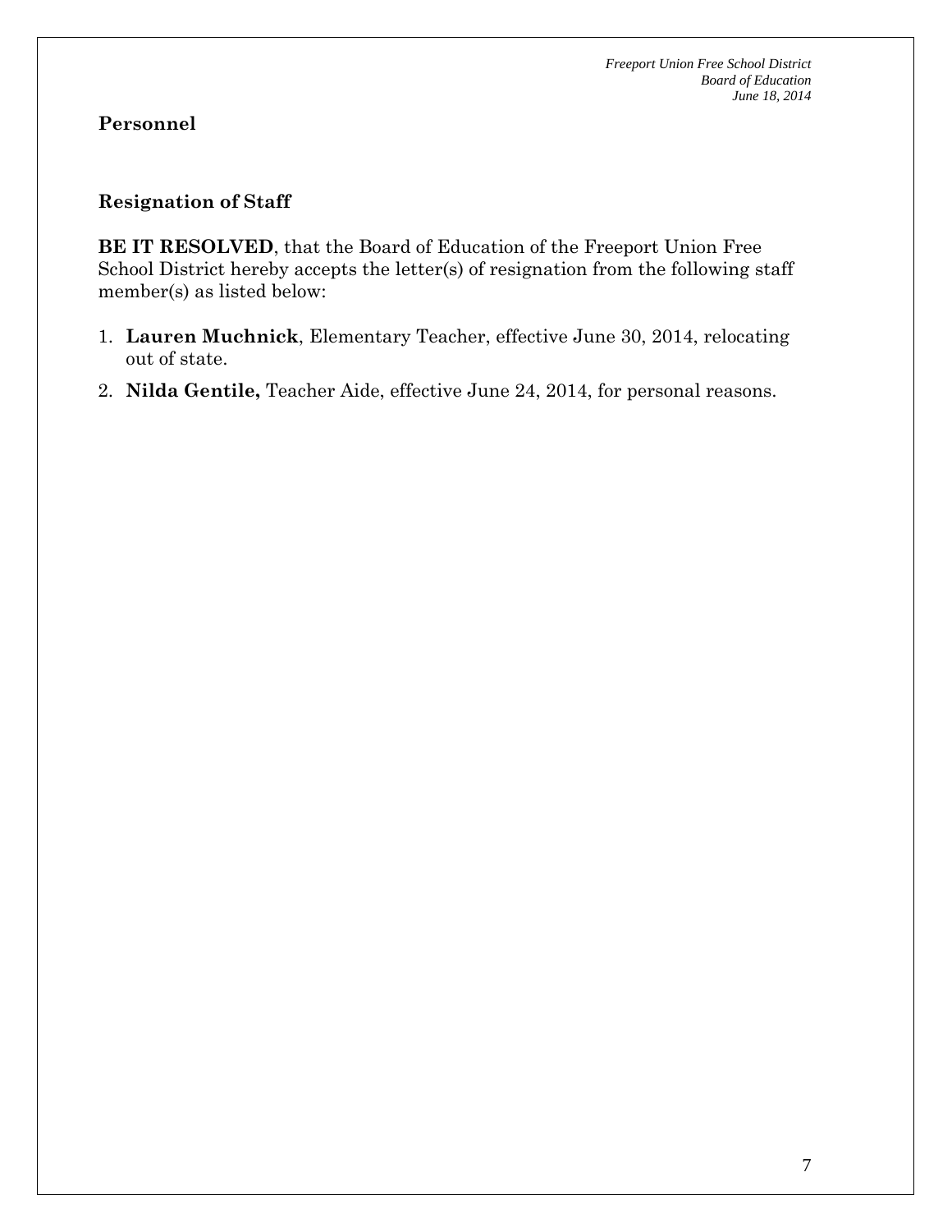## Personnel

### Resignation of Staff

**BE IT RESOLVED**, that the Board of Education of the Freeport Union Free School District hereby accepts the letter(s) of resignation from the following staff member(s) as listed below:

1. **Lauren Muchnick**, Elementary Teacher, effective June 30, 2014, relocating out of state.
2. **Nilda Gentile,** Teacher Aide, effective June 24, 2014, for personal reasons.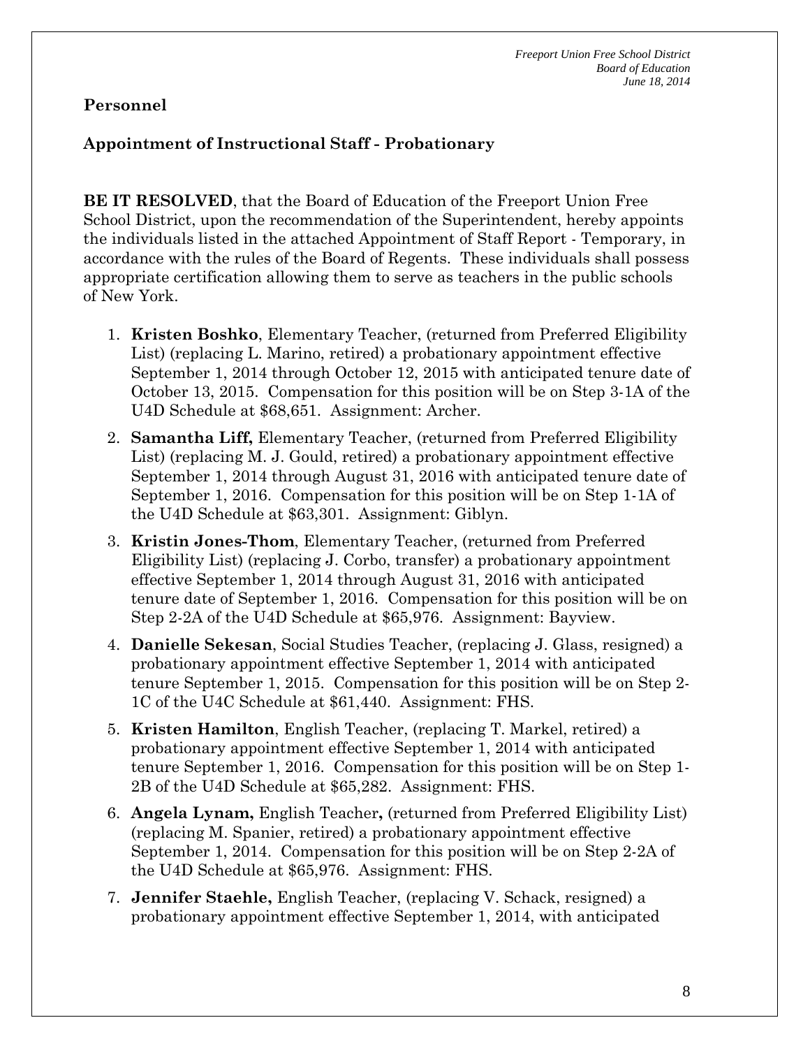## Personnel

### Appointment of Instructional Staff - Probationary

**BE IT RESOLVED**, that the Board of Education of the Freeport Union Free School District, upon the recommendation of the Superintendent, hereby appoints the individuals listed in the attached Appointment of Staff Report - Temporary, in accordance with the rules of the Board of Regents. These individuals shall possess appropriate certification allowing them to serve as teachers in the public schools of New York.

1. **Kristen Boshko**, Elementary Teacher, (returned from Preferred Eligibility List) (replacing L. Marino, retired) a probationary appointment effective September 1, 2014 through October 12, 2015 with anticipated tenure date of October 13, 2015. Compensation for this position will be on Step 3-1A of the U4D Schedule at $68,651. Assignment: Archer.
2. **Samantha Liff,** Elementary Teacher, (returned from Preferred Eligibility List) (replacing M. J. Gould, retired) a probationary appointment effective September 1, 2014 through August 31, 2016 with anticipated tenure date of September 1, 2016. Compensation for this position will be on Step 1-1A of the U4D Schedule at $63,301. Assignment: Giblyn.
3. **Kristin Jones-Thom**, Elementary Teacher, (returned from Preferred Eligibility List) (replacing J. Corbo, transfer) a probationary appointment effective September 1, 2014 through August 31, 2016 with anticipated tenure date of September 1, 2016. Compensation for this position will be on Step 2-2A of the U4D Schedule at $65,976. Assignment: Bayview.
4. **Danielle Sekesan**, Social Studies Teacher, (replacing J. Glass, resigned) a probationary appointment effective September 1, 2014 with anticipated tenure September 1, 2015. Compensation for this position will be on Step 2-1C of the U4C Schedule at $61,440. Assignment: FHS.
5. **Kristen Hamilton**, English Teacher, (replacing T. Markel, retired) a probationary appointment effective September 1, 2014 with anticipated tenure September 1, 2016. Compensation for this position will be on Step 1-2B of the U4D Schedule at $65,282. Assignment: FHS.
6. **Angela Lynam,** English Teacher**,** (returned from Preferred Eligibility List) (replacing M. Spanier, retired) a probationary appointment effective September 1, 2014. Compensation for this position will be on Step 2-2A of the U4D Schedule at $65,976. Assignment: FHS.
7. **Jennifer Staehle,** English Teacher, (replacing V. Schack, resigned) a probationary appointment effective September 1, 2014, with anticipated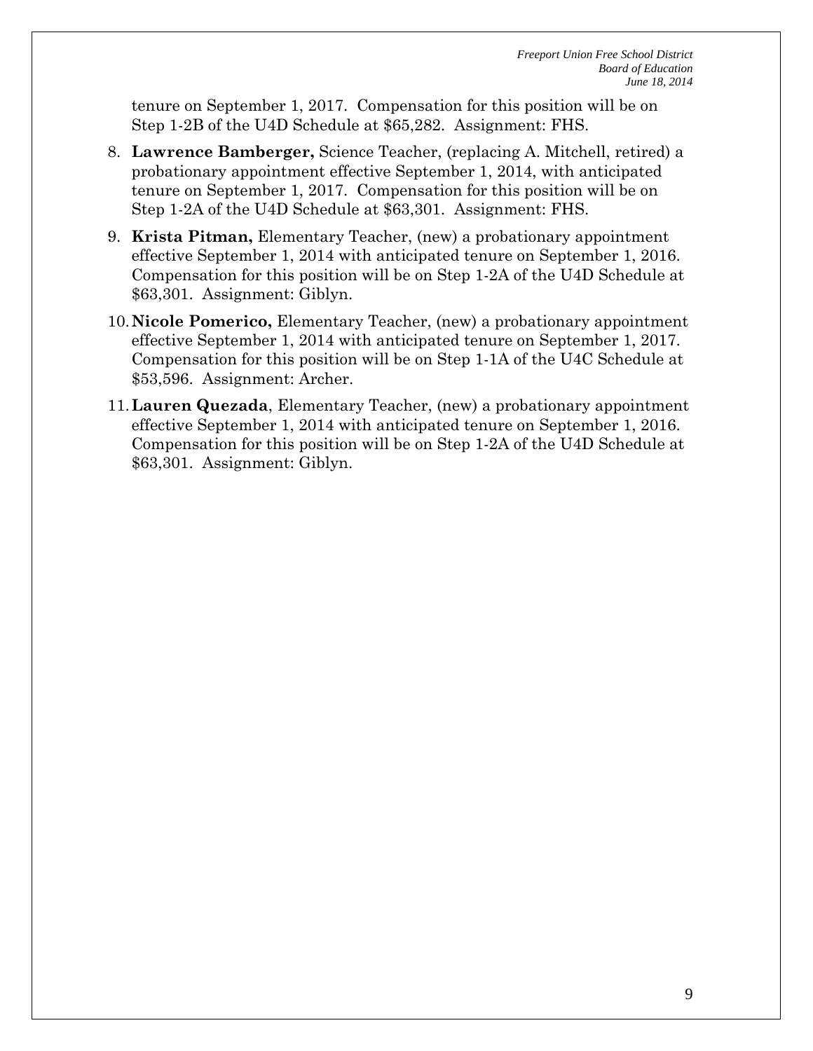tenure on September 1, 2017. Compensation for this position will be on Step 1-2B of the U4D Schedule at $65,282. Assignment: FHS.

8. **Lawrence Bamberger,** Science Teacher, (replacing A. Mitchell, retired) a probationary appointment effective September 1, 2014, with anticipated tenure on September 1, 2017. Compensation for this position will be on Step 1-2A of the U4D Schedule at $63,301. Assignment: FHS.

9. **Krista Pitman,** Elementary Teacher, (new) a probationary appointment effective September 1, 2014 with anticipated tenure on September 1, 2016. Compensation for this position will be on Step 1-2A of the U4D Schedule at $63,301. Assignment: Giblyn.

10. **Nicole Pomerico,** Elementary Teacher, (new) a probationary appointment effective September 1, 2014 with anticipated tenure on September 1, 2017. Compensation for this position will be on Step 1-1A of the U4C Schedule at $53,596. Assignment: Archer.

11. **Lauren Quezada**, Elementary Teacher, (new) a probationary appointment effective September 1, 2014 with anticipated tenure on September 1, 2016. Compensation for this position will be on Step 1-2A of the U4D Schedule at $63,301. Assignment: Giblyn.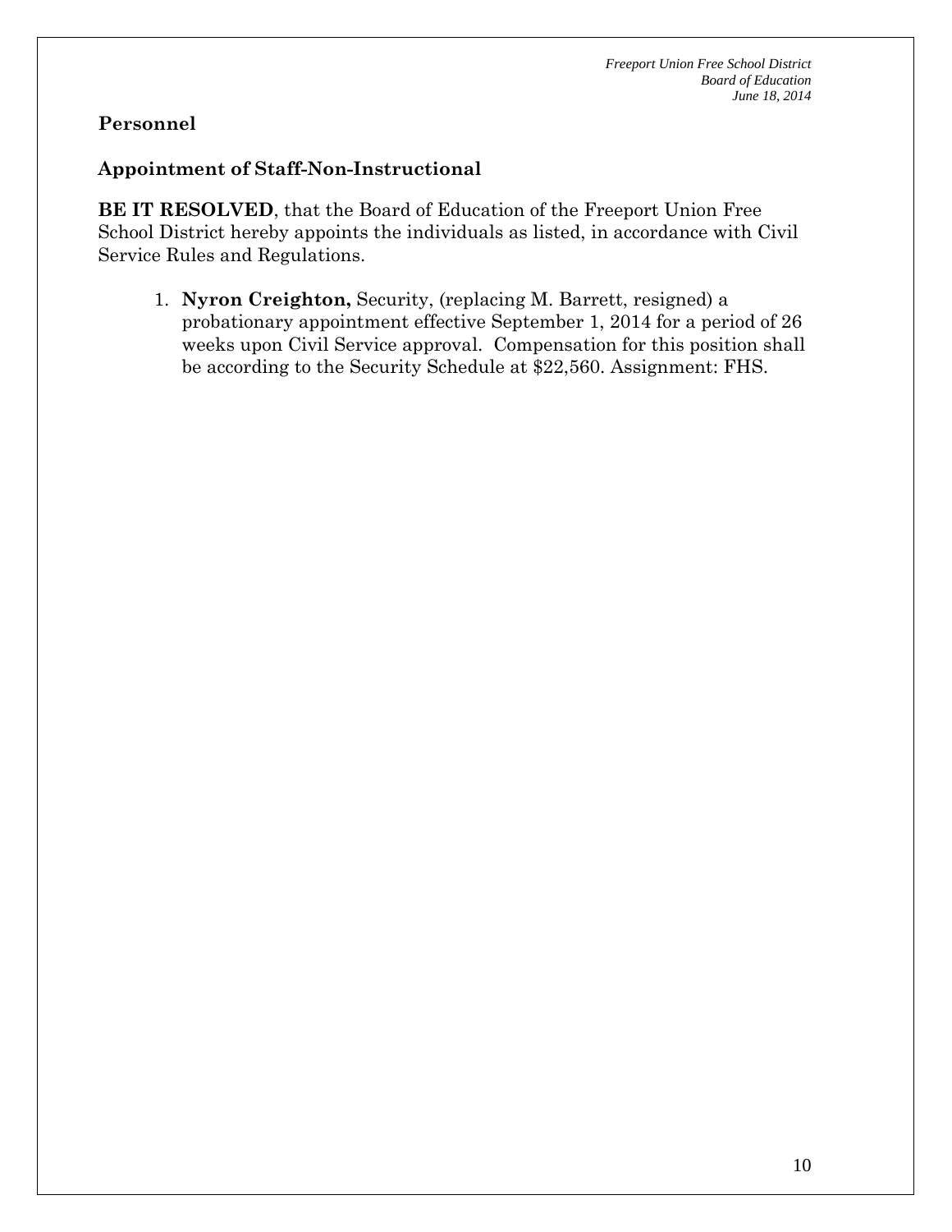## Personnel

### Appointment of Staff-Non-Instructional

**BE IT RESOLVED**, that the Board of Education of the Freeport Union Free School District hereby appoints the individuals as listed, in accordance with Civil Service Rules and Regulations.

1. **Nyron Creighton,** Security, (replacing M. Barrett, resigned) a probationary appointment effective September 1, 2014 for a period of 26 weeks upon Civil Service approval. Compensation for this position shall be according to the Security Schedule at $22,560. Assignment: FHS.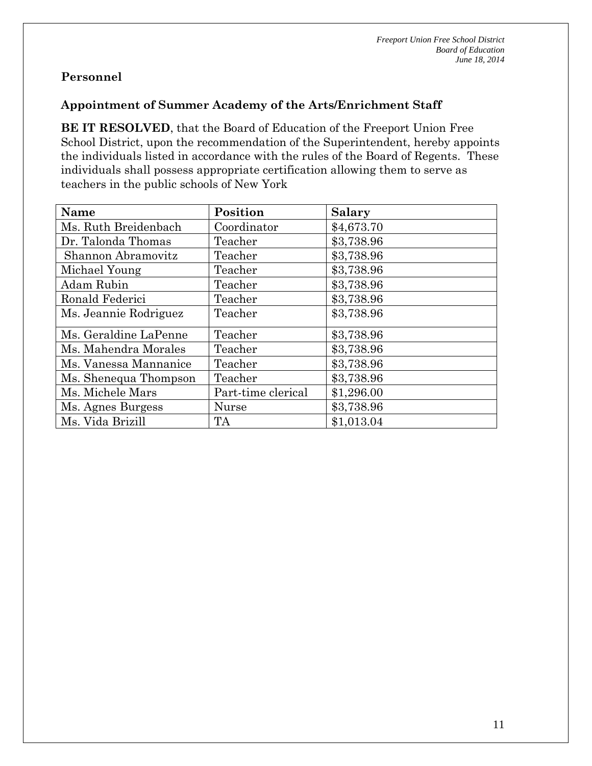## Personnel

### Appointment of Summer Academy of the Arts/Enrichment Staff

**BE IT RESOLVED**, that the Board of Education of the Freeport Union Free School District, upon the recommendation of the Superintendent, hereby appoints the individuals listed in accordance with the rules of the Board of Regents. These individuals shall possess appropriate certification allowing them to serve as teachers in the public schools of New York

| Name | Position | Salary |
|---|---|---|
| Ms. Ruth Breidenbach | Coordinator | $4,673.70 |
| Dr. Talonda Thomas | Teacher | $3,738.96 |
| Shannon Abramovitz | Teacher | $3,738.96 |
| Michael Young | Teacher | $3,738.96 |
| Adam Rubin | Teacher | $3,738.96 |
| Ronald Federici | Teacher | $3,738.96 |
| Ms. Jeannie Rodriguez | Teacher | $3,738.96 |
| Ms. Geraldine LaPenne | Teacher | $3,738.96 |
| Ms. Mahendra Morales | Teacher | $3,738.96 |
| Ms. Vanessa Mannanice | Teacher | $3,738.96 |
| Ms. Shenequa Thompson | Teacher | $3,738.96 |
| Ms. Michele Mars | Part-time clerical | $1,296.00 |
| Ms. Agnes Burgess | Nurse | $3,738.96 |
| Ms. Vida Brizill | TA | $1,013.04 |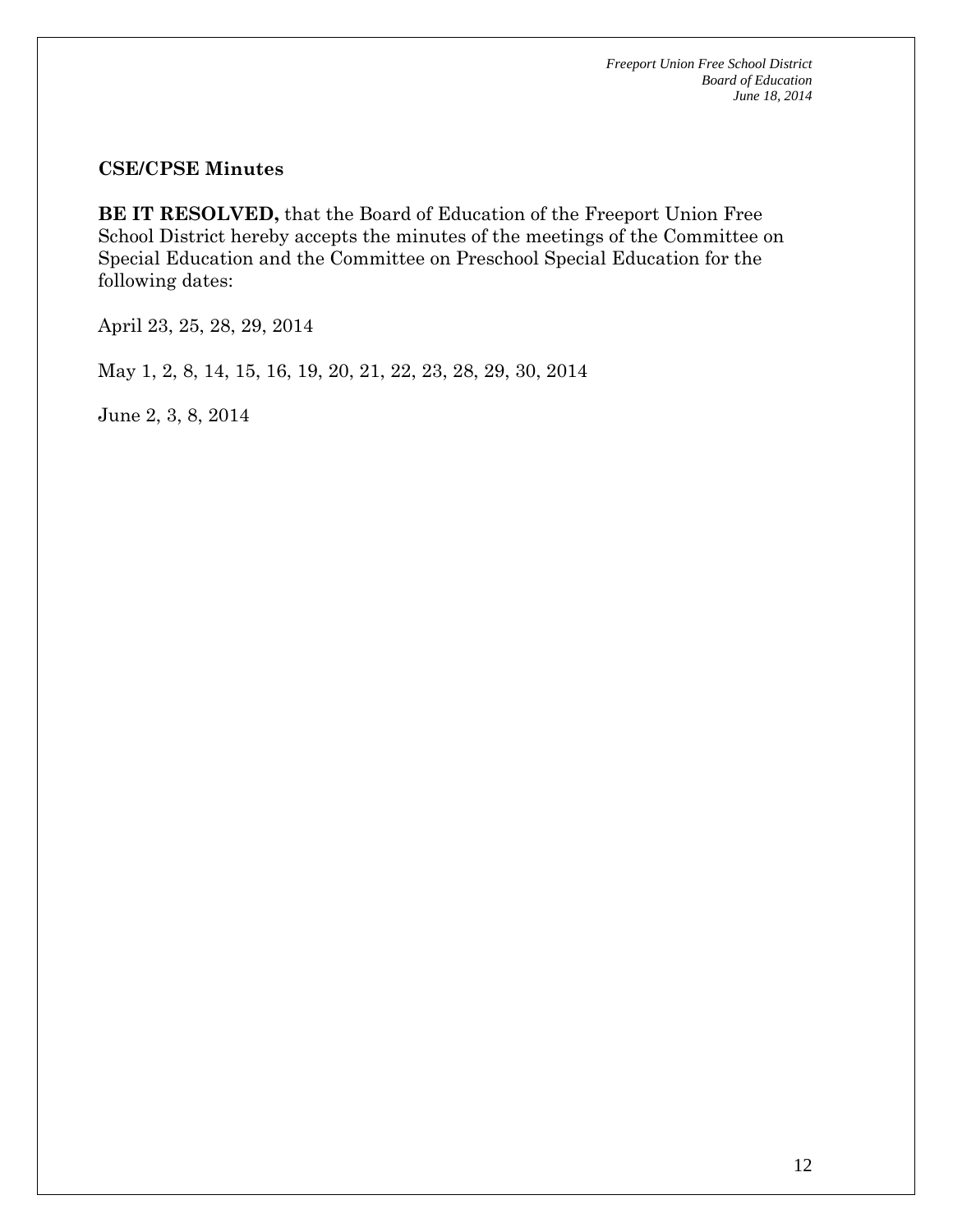**CSE/CPSE Minutes**

**BE IT RESOLVED,** that the Board of Education of the Freeport Union Free School District hereby accepts the minutes of the meetings of the Committee on Special Education and the Committee on Preschool Special Education for the following dates:

April 23, 25, 28, 29, 2014

May 1, 2, 8, 14, 15, 16, 19, 20, 21, 22, 23, 28, 29, 30, 2014

June 2, 3, 8, 2014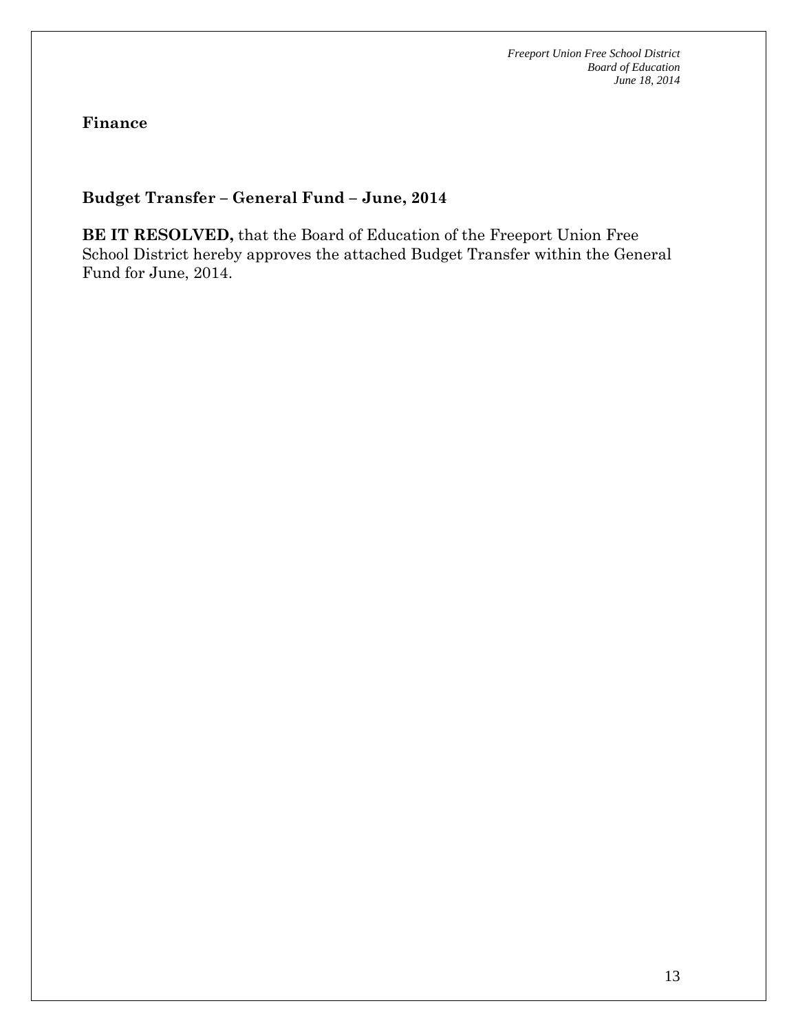**Finance**

**Budget Transfer – General Fund – June, 2014**

**BE IT RESOLVED,** that the Board of Education of the Freeport Union Free School District hereby approves the attached Budget Transfer within the General Fund for June, 2014.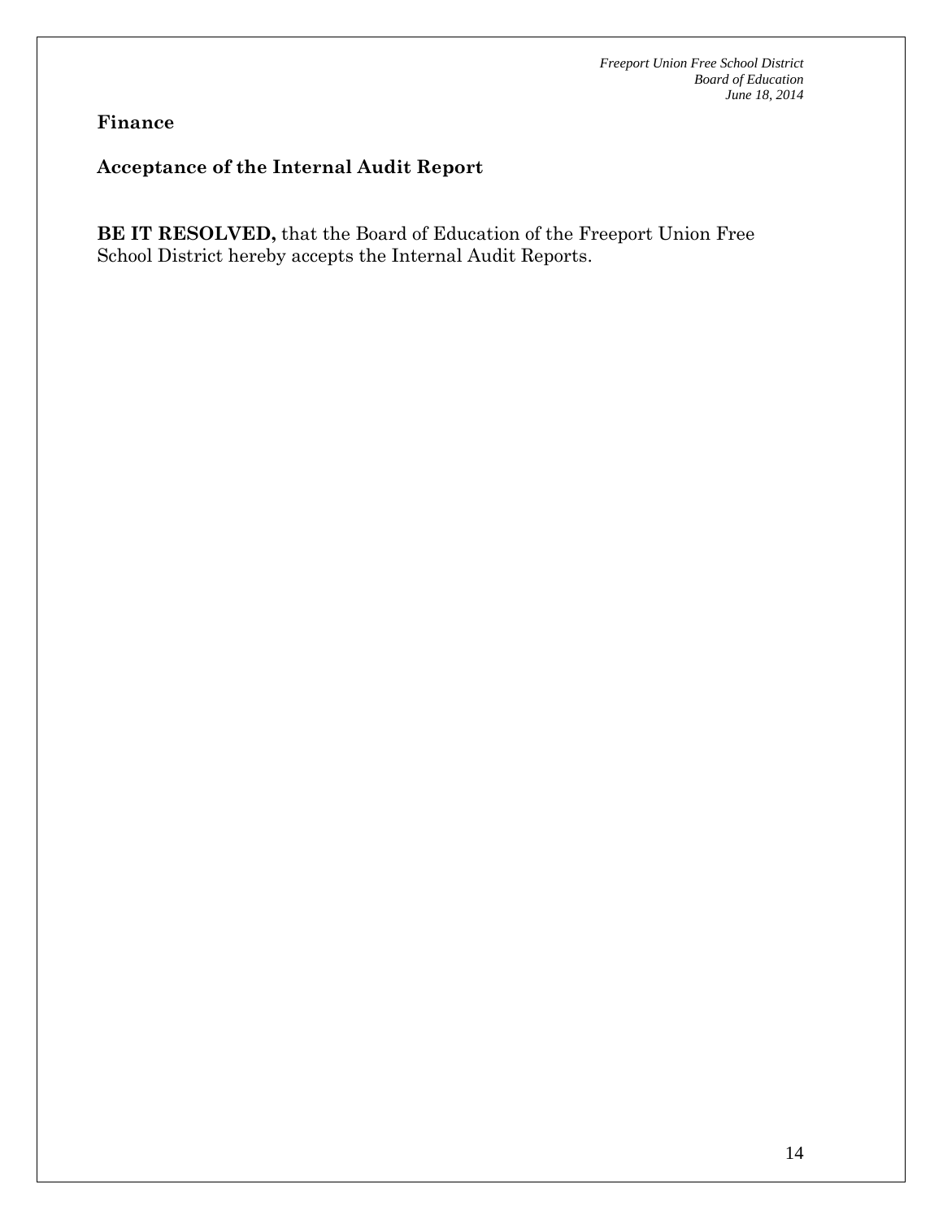**Finance**

**Acceptance of the Internal Audit Report**

**BE IT RESOLVED,** that the Board of Education of the Freeport Union Free School District hereby accepts the Internal Audit Reports.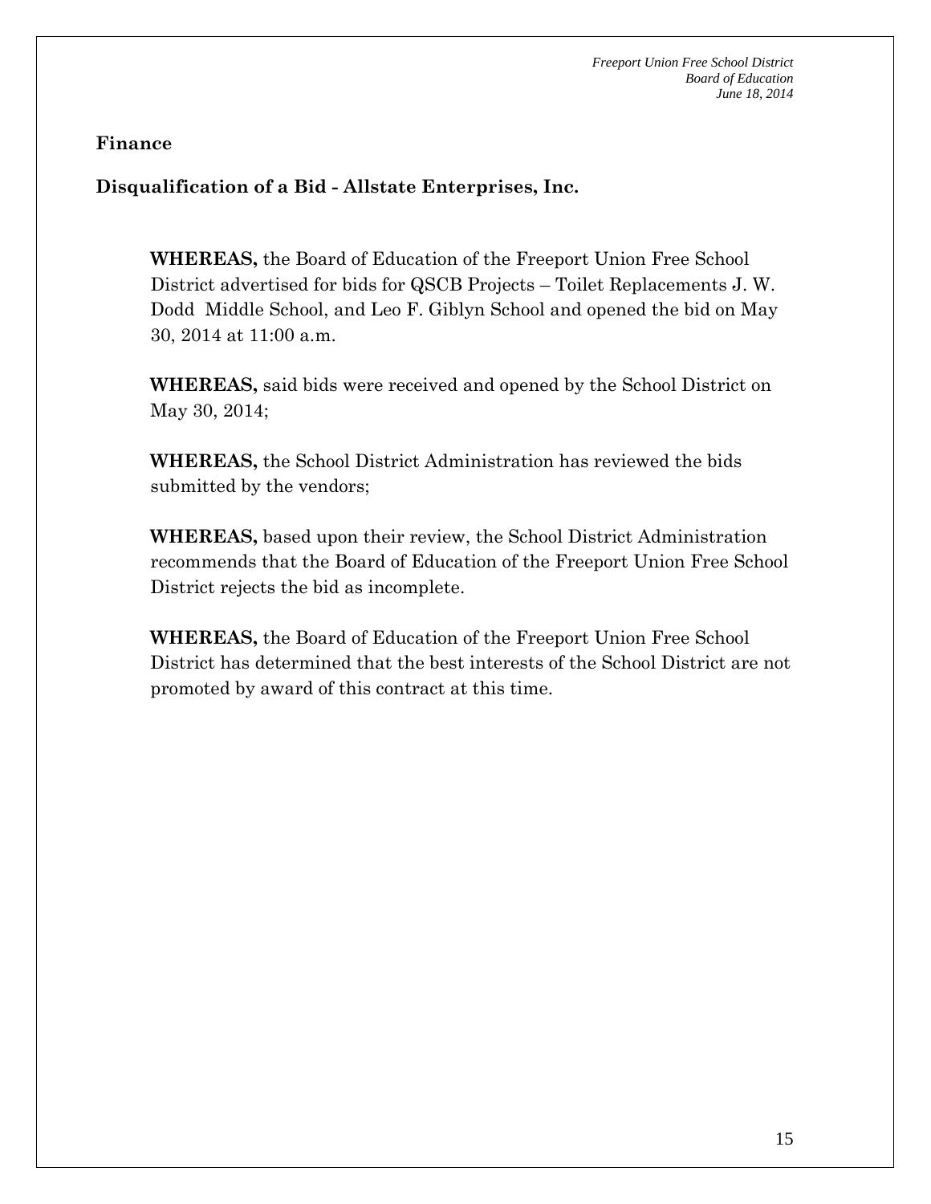**Finance**

**Disqualification of a Bid - Allstate Enterprises, Inc.**

**WHEREAS,** the Board of Education of the Freeport Union Free School District advertised for bids for QSCB Projects – Toilet Replacements J. W. Dodd Middle School, and Leo F. Giblyn School and opened the bid on May 30, 2014 at 11:00 a.m.

**WHEREAS,** said bids were received and opened by the School District on May 30, 2014;

**WHEREAS,** the School District Administration has reviewed the bids submitted by the vendors;

**WHEREAS,** based upon their review, the School District Administration recommends that the Board of Education of the Freeport Union Free School District rejects the bid as incomplete.

**WHEREAS,** the Board of Education of the Freeport Union Free School District has determined that the best interests of the School District are not promoted by award of this contract at this time.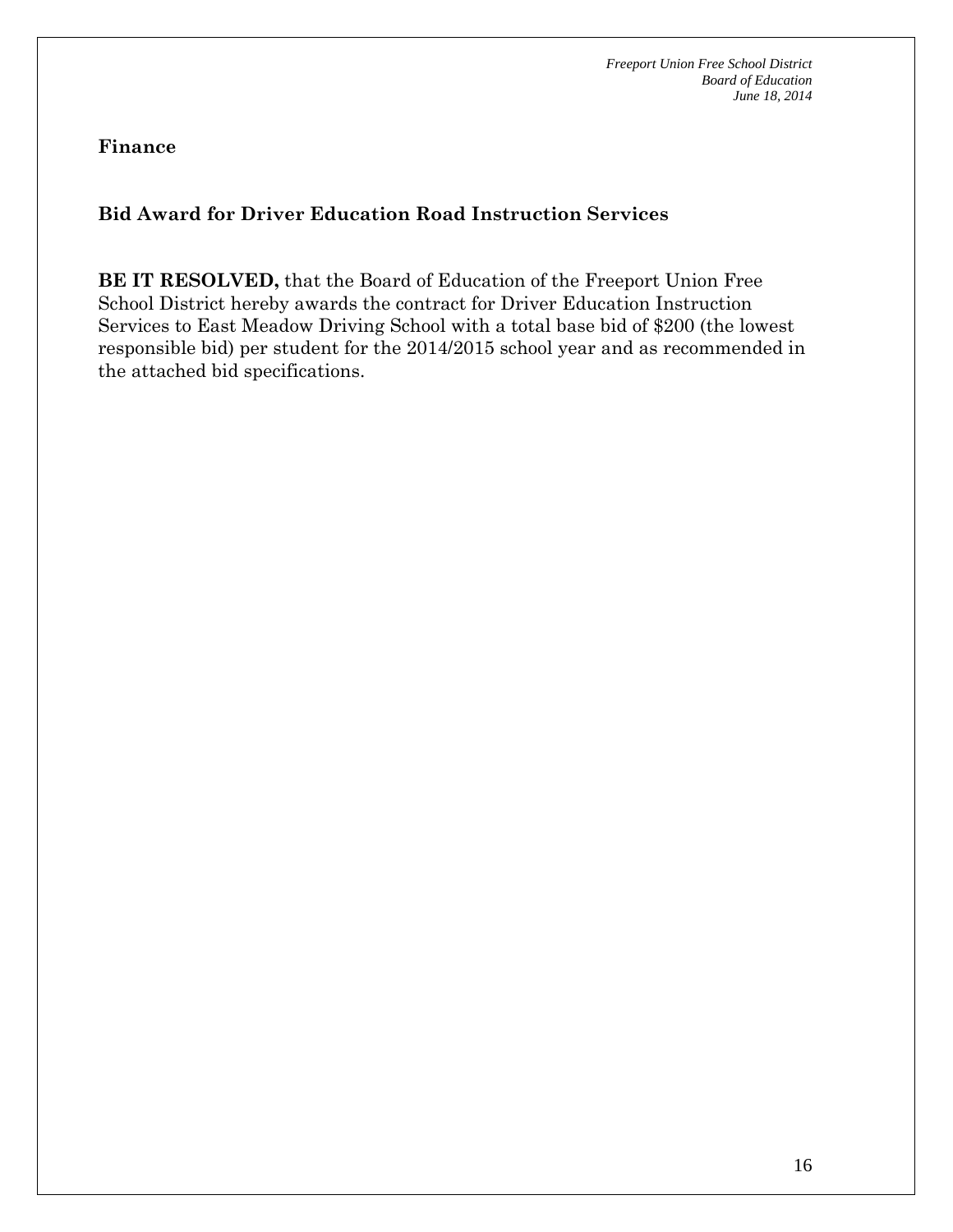**Finance**

**Bid Award for Driver Education Road Instruction Services**

**BE IT RESOLVED,** that the Board of Education of the Freeport Union Free School District hereby awards the contract for Driver Education Instruction Services to East Meadow Driving School with a total base bid of $200 (the lowest responsible bid) per student for the 2014/2015 school year and as recommended in the attached bid specifications.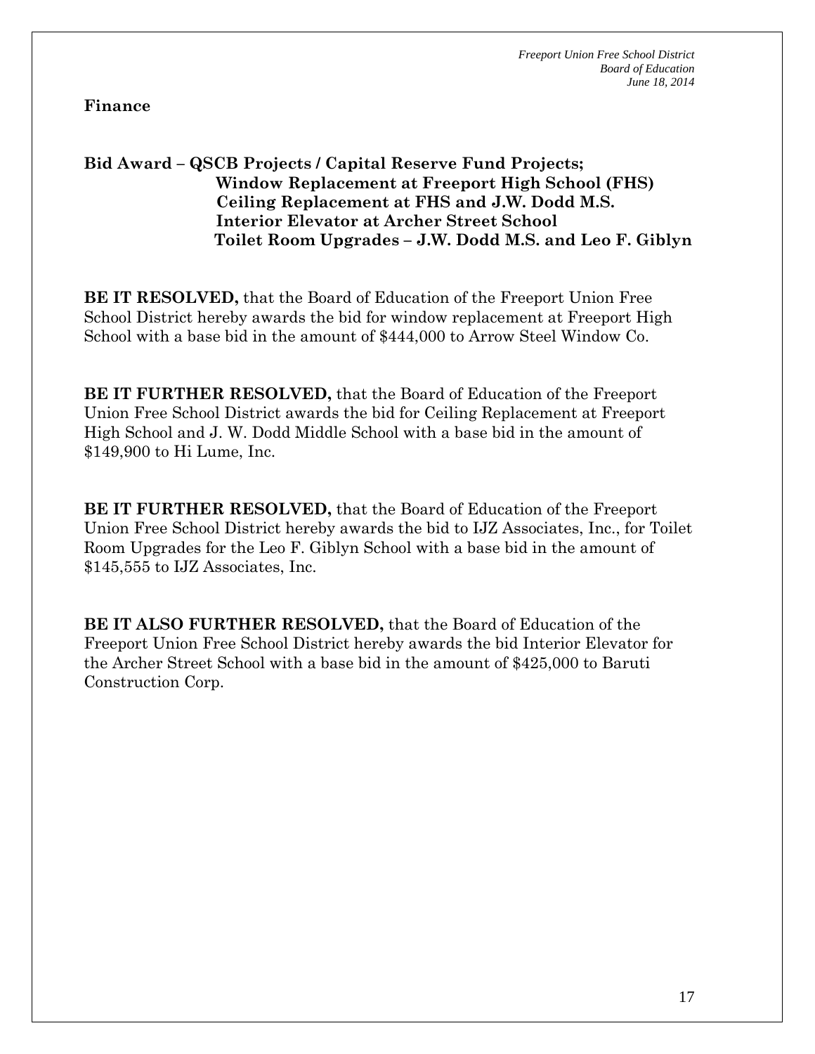**Finance**

**Bid Award – QSCB Projects / Capital Reserve Fund Projects;**
**Window Replacement at Freeport High School (FHS)**
**Ceiling Replacement at FHS and J.W. Dodd M.S.**
**Interior Elevator at Archer Street School**
**Toilet Room Upgrades – J.W. Dodd M.S. and Leo F. Giblyn**

**BE IT RESOLVED,** that the Board of Education of the Freeport Union Free School District hereby awards the bid for window replacement at Freeport High School with a base bid in the amount of $444,000 to Arrow Steel Window Co.

**BE IT FURTHER RESOLVED,** that the Board of Education of the Freeport Union Free School District awards the bid for Ceiling Replacement at Freeport High School and J. W. Dodd Middle School with a base bid in the amount of $149,900 to Hi Lume, Inc.

**BE IT FURTHER RESOLVED,** that the Board of Education of the Freeport Union Free School District hereby awards the bid to IJZ Associates, Inc., for Toilet Room Upgrades for the Leo F. Giblyn School with a base bid in the amount of $145,555 to IJZ Associates, Inc.

**BE IT ALSO FURTHER RESOLVED,** that the Board of Education of the Freeport Union Free School District hereby awards the bid Interior Elevator for the Archer Street School with a base bid in the amount of $425,000 to Baruti Construction Corp.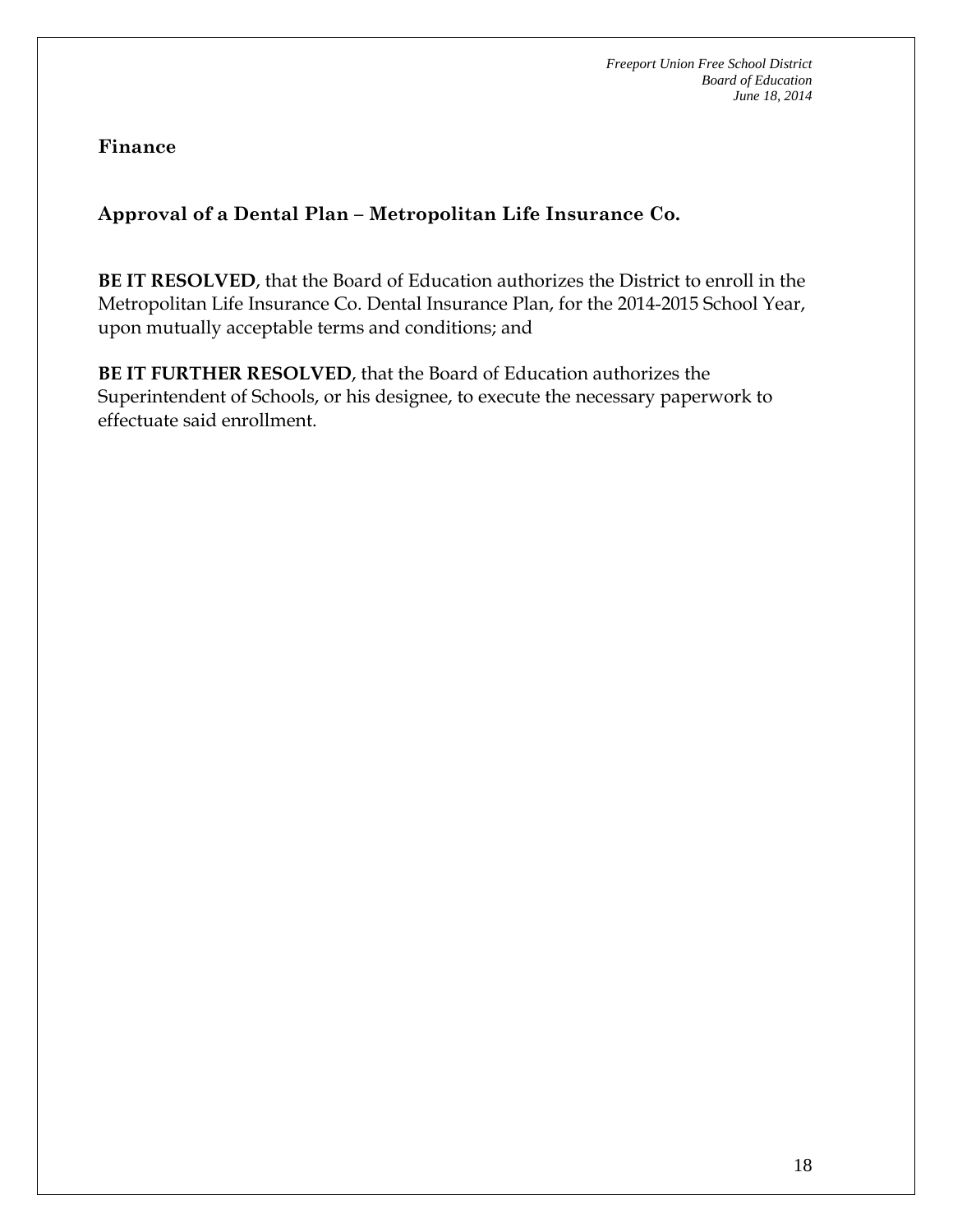## Finance

### Approval of a Dental Plan – Metropolitan Life Insurance Co.

**BE IT RESOLVED**, that the Board of Education authorizes the District to enroll in the Metropolitan Life Insurance Co. Dental Insurance Plan, for the 2014-2015 School Year, upon mutually acceptable terms and conditions; and

**BE IT FURTHER RESOLVED**, that the Board of Education authorizes the Superintendent of Schools, or his designee, to execute the necessary paperwork to effectuate said enrollment.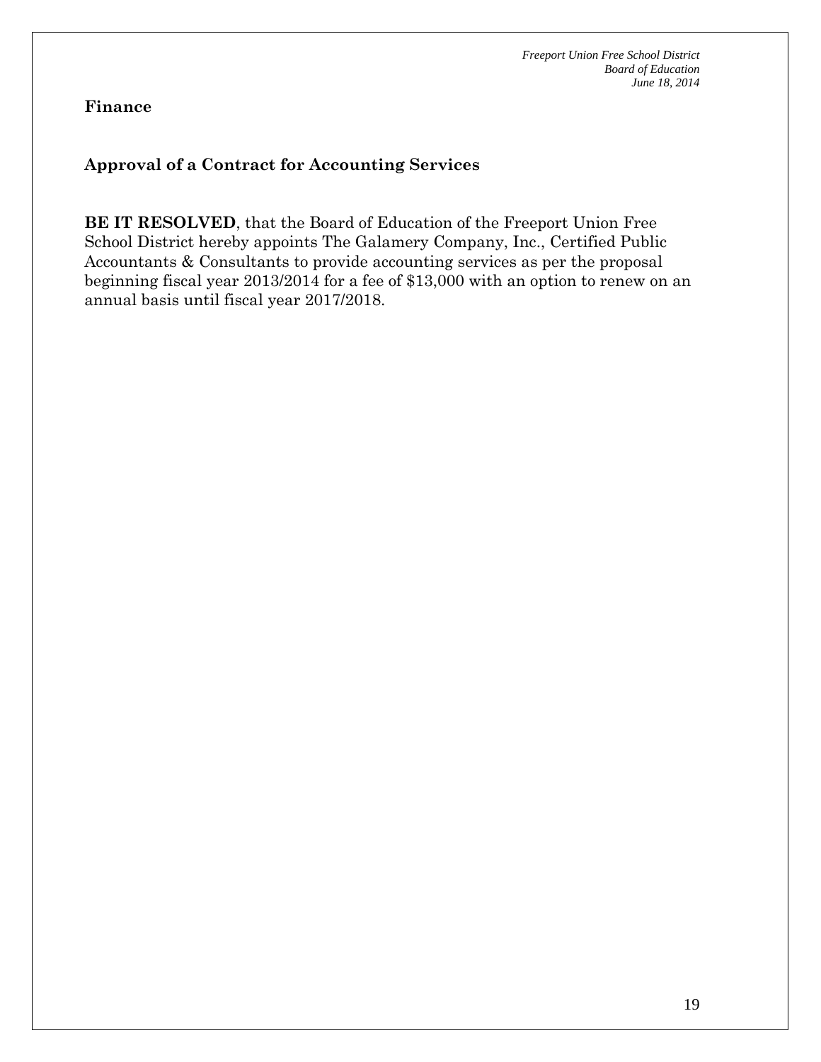## Finance

### Approval of a Contract for Accounting Services

**BE IT RESOLVED**, that the Board of Education of the Freeport Union Free School District hereby appoints The Galamery Company, Inc., Certified Public Accountants & Consultants to provide accounting services as per the proposal beginning fiscal year 2013/2014 for a fee of $13,000 with an option to renew on an annual basis until fiscal year 2017/2018.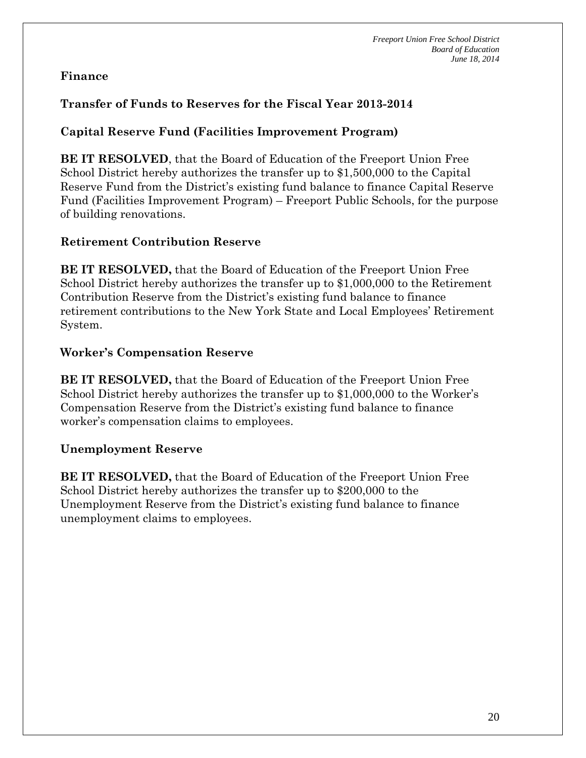## Finance

### Transfer of Funds to Reserves for the Fiscal Year 2013-2014

### Capital Reserve Fund (Facilities Improvement Program)

**BE IT RESOLVED**, that the Board of Education of the Freeport Union Free School District hereby authorizes the transfer up to $1,500,000 to the Capital Reserve Fund from the District's existing fund balance to finance Capital Reserve Fund (Facilities Improvement Program) – Freeport Public Schools, for the purpose of building renovations.

### Retirement Contribution Reserve

**BE IT RESOLVED,** that the Board of Education of the Freeport Union Free School District hereby authorizes the transfer up to $1,000,000 to the Retirement Contribution Reserve from the District's existing fund balance to finance retirement contributions to the New York State and Local Employees' Retirement System.

### Worker's Compensation Reserve

**BE IT RESOLVED,** that the Board of Education of the Freeport Union Free School District hereby authorizes the transfer up to $1,000,000 to the Worker's Compensation Reserve from the District's existing fund balance to finance worker's compensation claims to employees.

### Unemployment Reserve

**BE IT RESOLVED,** that the Board of Education of the Freeport Union Free School District hereby authorizes the transfer up to $200,000 to the Unemployment Reserve from the District's existing fund balance to finance unemployment claims to employees.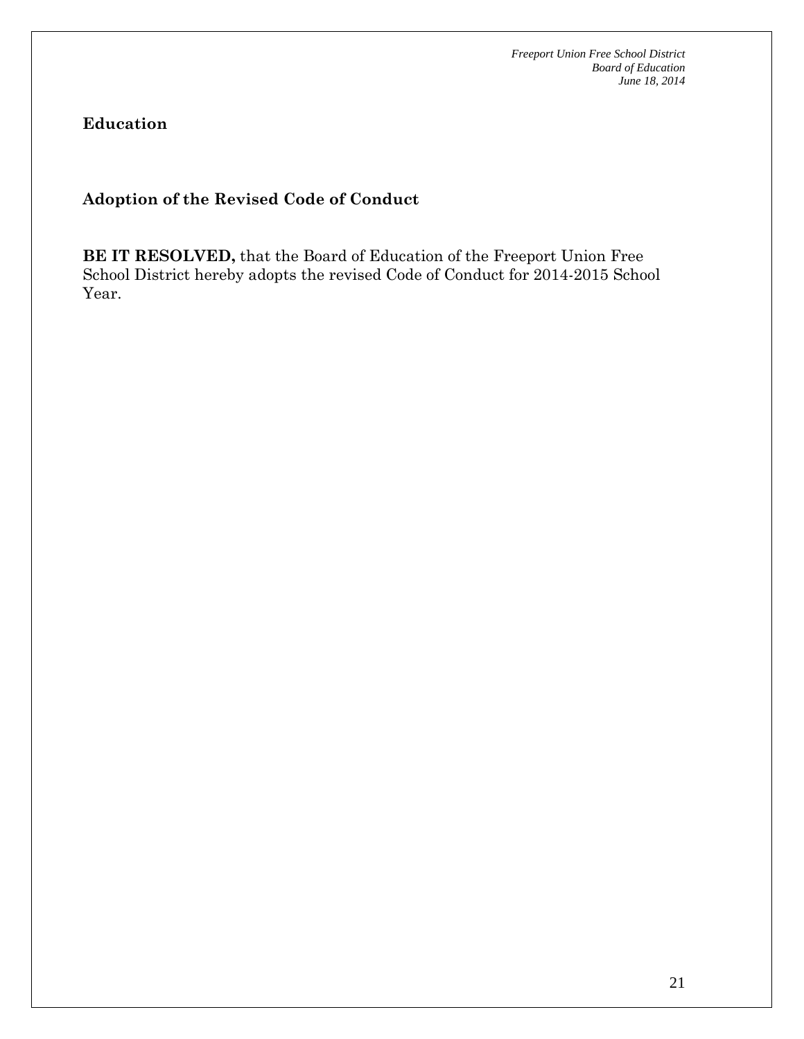**Education**

**Adoption of the Revised Code of Conduct**

**BE IT RESOLVED,** that the Board of Education of the Freeport Union Free School District hereby adopts the revised Code of Conduct for 2014-2015 School Year.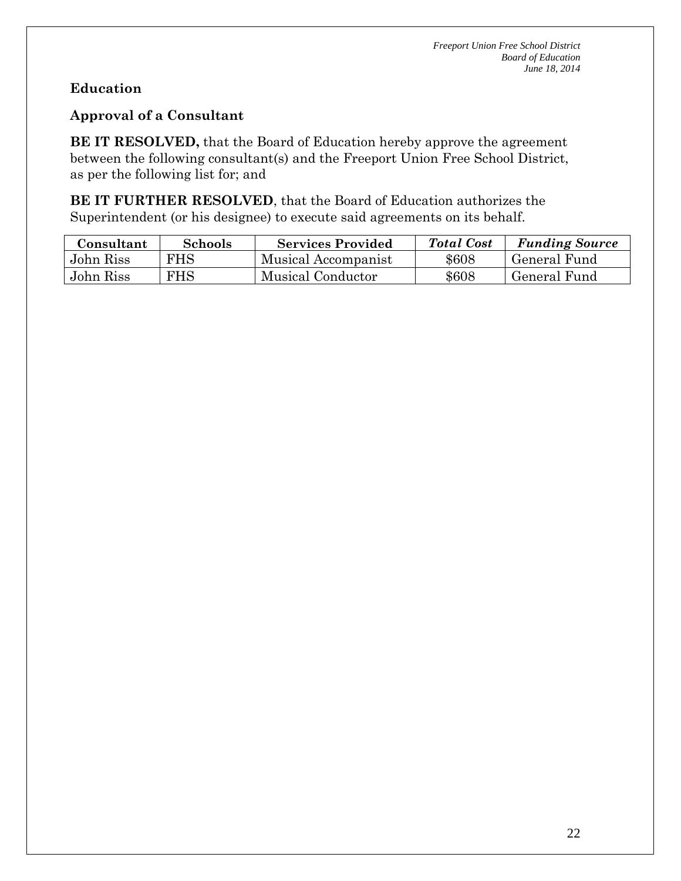## Education

### Approval of a Consultant

**BE IT RESOLVED,** that the Board of Education hereby approve the agreement between the following consultant(s) and the Freeport Union Free School District, as per the following list for; and

**BE IT FURTHER RESOLVED**, that the Board of Education authorizes the Superintendent (or his designee) to execute said agreements on its behalf.

| Consultant | Schools | Services Provided | *Total Cost* | *Funding Source* |
|---|---|---|---|---|
| John Riss | FHS | Musical Accompanist | $608 | General Fund |
| John Riss | FHS | Musical Conductor | $608 | General Fund |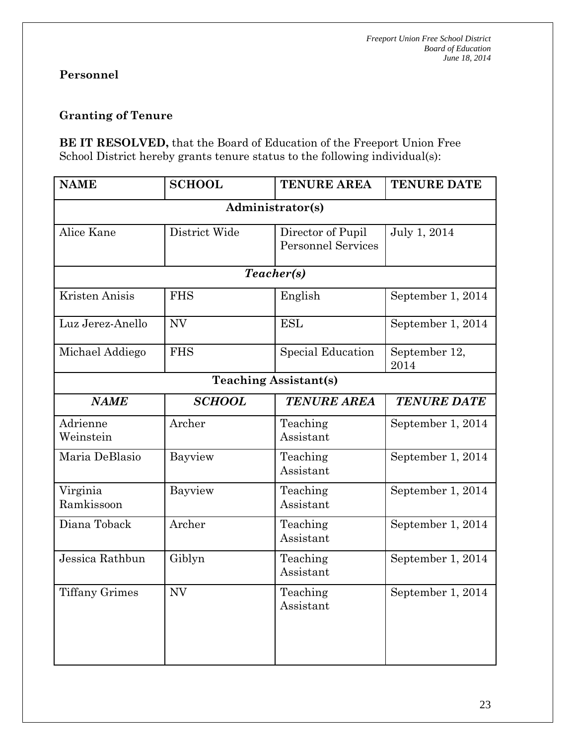**Personnel**

**Granting of Tenure**

**BE IT RESOLVED,** that the Board of Education of the Freeport Union Free School District hereby grants tenure status to the following individual(s):

| NAME | SCHOOL | TENURE AREA | TENURE DATE |
|---|---|---|---|
| **Administrator(s)** | | | |
| Alice Kane | District Wide | Director of Pupil Personnel Services | July 1, 2014 |
| ***Teacher(s)*** | | | |
| Kristen Anisis | FHS | English | September 1, 2014 |
| Luz Jerez-Anello | NV | ESL | September 1, 2014 |
| Michael Addiego | FHS | Special Education | September 12, 2014 |
| **Teaching Assistant(s)** | | | |
| ***NAME*** | ***SCHOOL*** | ***TENURE AREA*** | ***TENURE DATE*** |
| Adrienne Weinstein | Archer | Teaching Assistant | September 1, 2014 |
| Maria DeBlasio | Bayview | Teaching Assistant | September 1, 2014 |
| Virginia Ramkissoon | Bayview | Teaching Assistant | September 1, 2014 |
| Diana Toback | Archer | Teaching Assistant | September 1, 2014 |
| Jessica Rathbun | Giblyn | Teaching Assistant | September 1, 2014 |
| Tiffany Grimes | NV | Teaching Assistant | September 1, 2014 |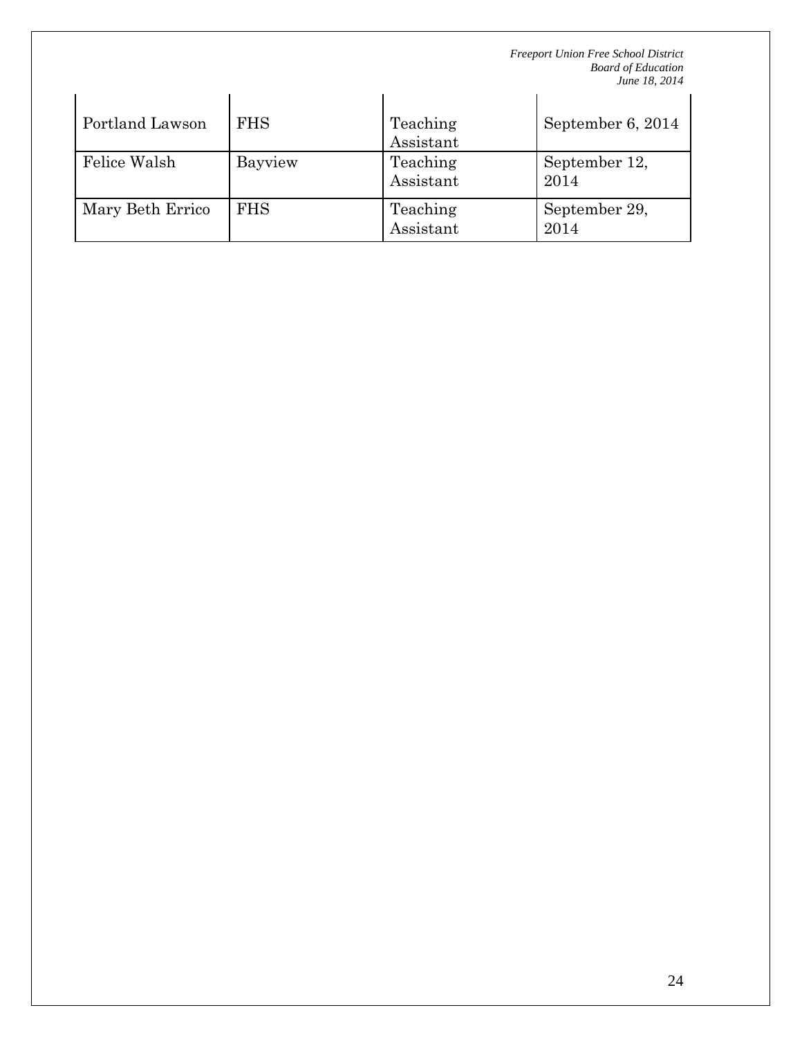| Portland Lawson | FHS | Teaching Assistant | September 6, 2014 |
|---|---|---|---|
| Felice Walsh | Bayview | Teaching Assistant | September 12, 2014 |
| Mary Beth Errico | FHS | Teaching Assistant | September 29, 2014 |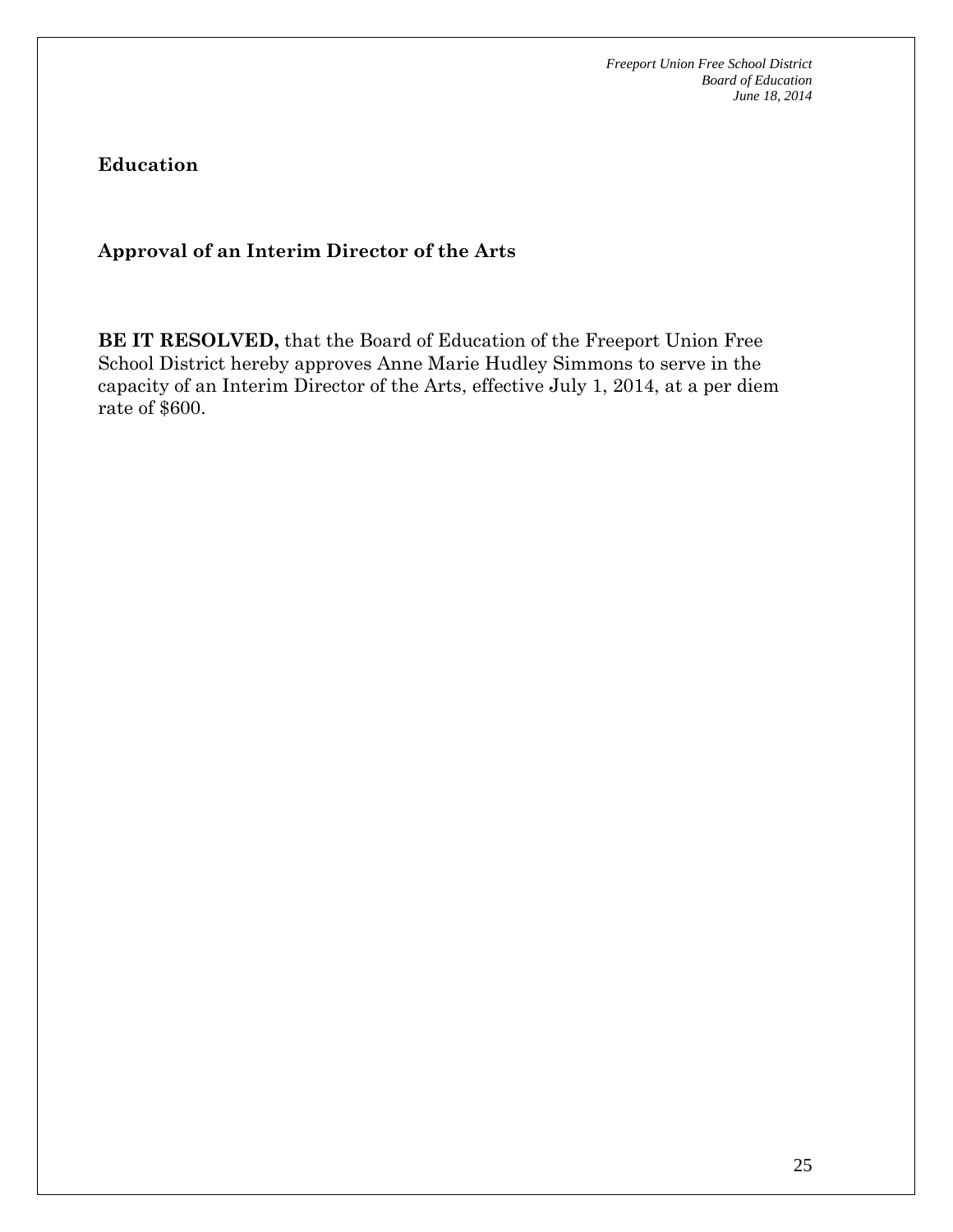**Education**

**Approval of an Interim Director of the Arts**

**BE IT RESOLVED,** that the Board of Education of the Freeport Union Free School District hereby approves Anne Marie Hudley Simmons to serve in the capacity of an Interim Director of the Arts, effective July 1, 2014, at a per diem rate of $600.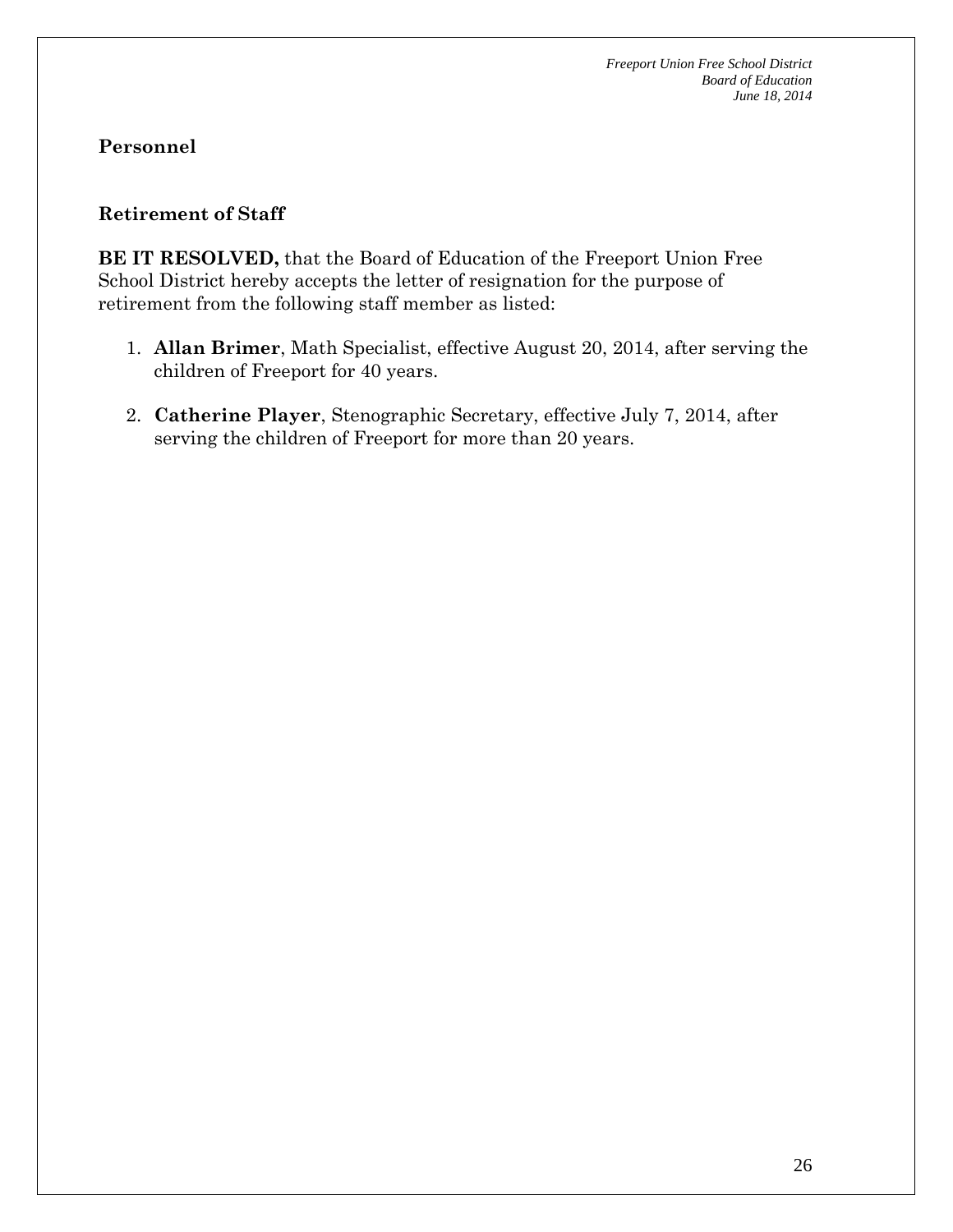## Personnel

### Retirement of Staff

**BE IT RESOLVED,** that the Board of Education of the Freeport Union Free School District hereby accepts the letter of resignation for the purpose of retirement from the following staff member as listed:

1. **Allan Brimer**, Math Specialist, effective August 20, 2014, after serving the children of Freeport for 40 years.

2. **Catherine Player**, Stenographic Secretary, effective July 7, 2014, after serving the children of Freeport for more than 20 years.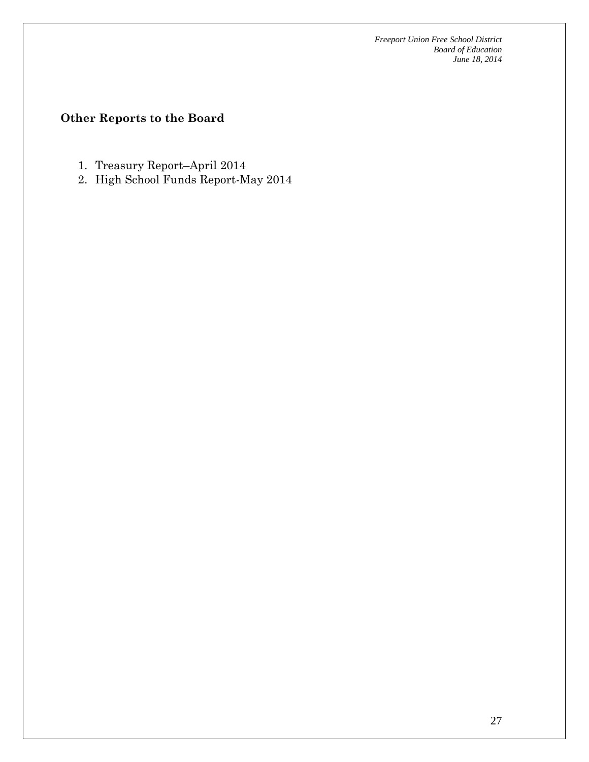## Other Reports to the Board

1. Treasury Report–April 2014
2. High School Funds Report-May 2014